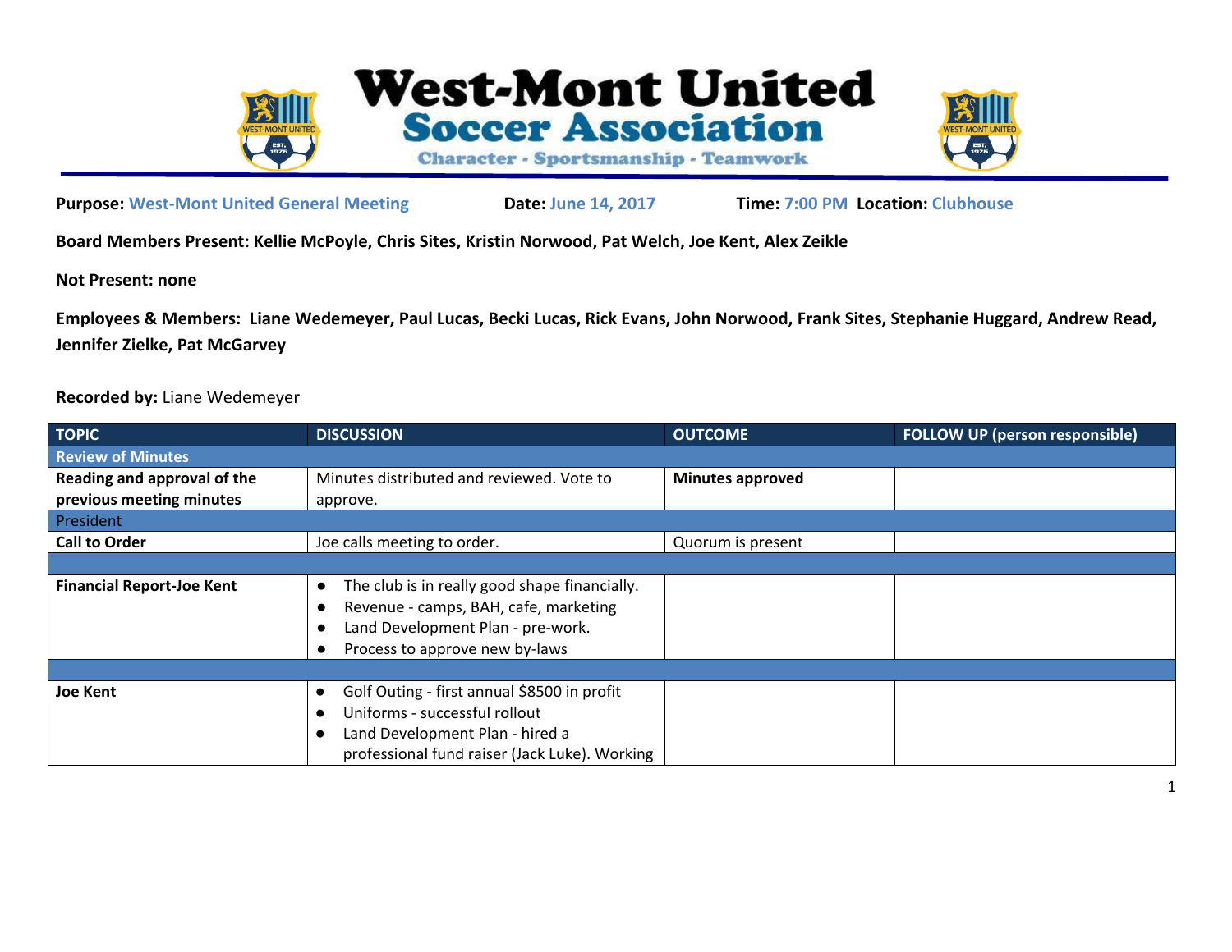# West-Mont United Soccer Association

Character - Sportsmanship - Teamwork

**Purpose:** West-Mont United General Meeting **Date:** June 14, 2017 **Time:** 7:00 PM **Location:** Clubhouse

**Board Members Present: Kellie McPoyle, Chris Sites, Kristin Norwood, Pat Welch, Joe Kent, Alex Zeikle**

**Not Present: none**

**Employees & Members: Liane Wedemeyer, Paul Lucas, Becki Lucas, Rick Evans, John Norwood, Frank Sites, Stephanie Huggard, Andrew Read, Jennifer Zielke, Pat McGarvey**

**Recorded by:** Liane Wedemeyer

| TOPIC | DISCUSSION | OUTCOME | FOLLOW UP (person responsible) |
|---|---|---|---|
| **Review of Minutes** | | | |
| **Reading and approval of the previous meeting minutes** | Minutes distributed and reviewed. Vote to approve. | **Minutes approved** | |
| President | | | |
| **Call to Order** | Joe calls meeting to order. | Quorum is present | |
| | | | |
| **Financial Report-Joe Kent** | ● The club is in really good shape financially.<br>● Revenue - camps, BAH, cafe, marketing<br>● Land Development Plan - pre-work.<br>● Process to approve new by-laws | | |
| | | | |
| **Joe Kent** | ● Golf Outing - first annual $8500 in profit<br>● Uniforms - successful rollout<br>● Land Development Plan - hired a professional fund raiser (Jack Luke). Working | | |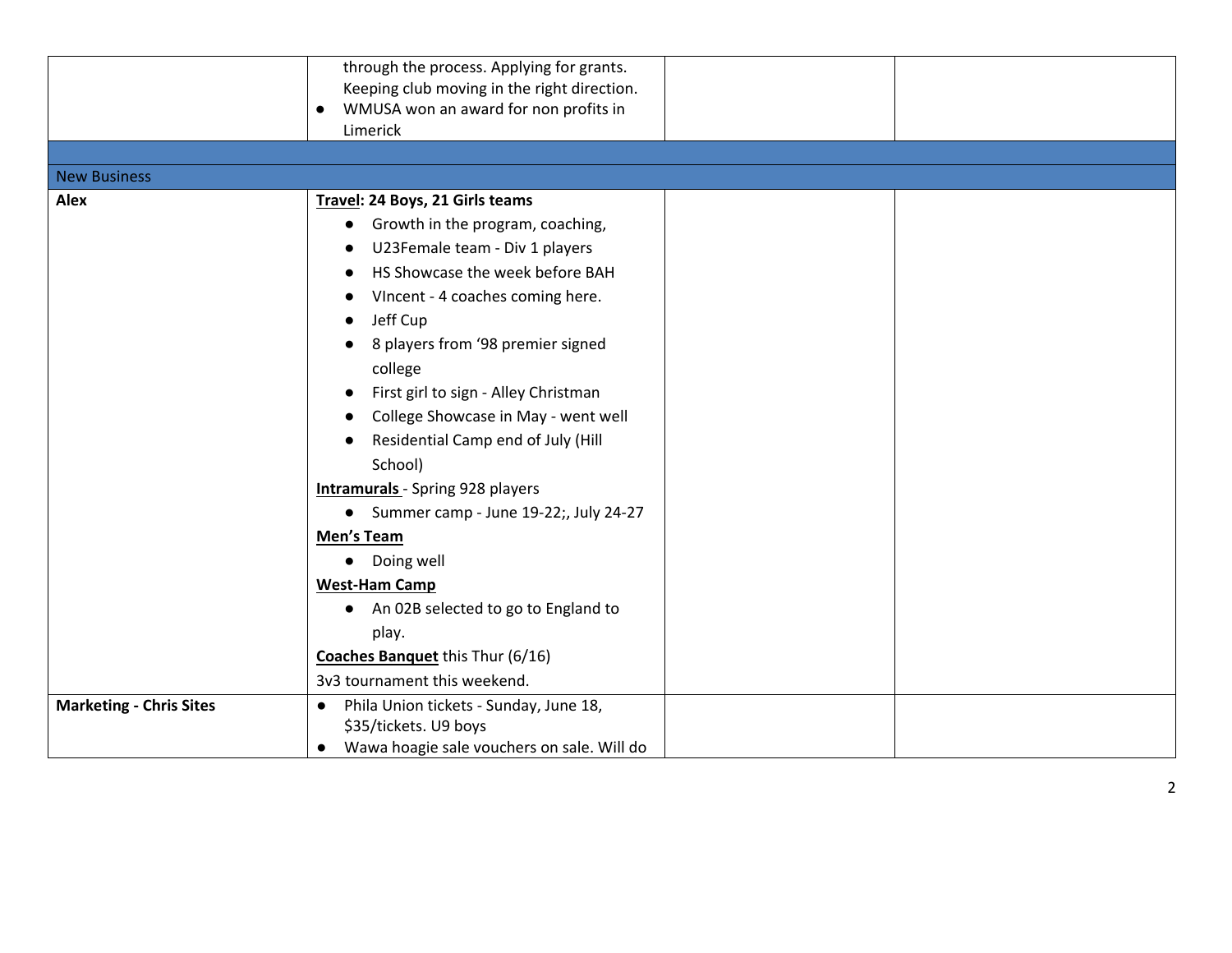| | | | |
|---|---|---|---|
| | through the process. Applying for grants. Keeping club moving in the right direction.<br>● WMUSA won an award for non profits in Limerick | | |
| | | | |
| New Business | | | |
| **Alex** | **Travel: 24 Boys, 21 Girls teams**<br>● Growth in the program, coaching,<br>● U23Female team - Div 1 players<br>● HS Showcase the week before BAH<br>● VIncent - 4 coaches coming here.<br>● Jeff Cup<br>● 8 players from '98 premier signed college<br>● First girl to sign - Alley Christman<br>● College Showcase in May - went well<br>● Residential Camp end of July (Hill School)<br>**Intramurals** - Spring 928 players<br>● Summer camp - June 19-22;, July 24-27<br>**Men's Team**<br>● Doing well<br>**West-Ham Camp**<br>● An 02B selected to go to England to play.<br>**Coaches Banquet** this Thur (6/16)<br>3v3 tournament this weekend. | | |
| **Marketing - Chris Sites** | ● Phila Union tickets - Sunday, June 18, $35/tickets. U9 boys<br>● Wawa hoagie sale vouchers on sale. Will do | | |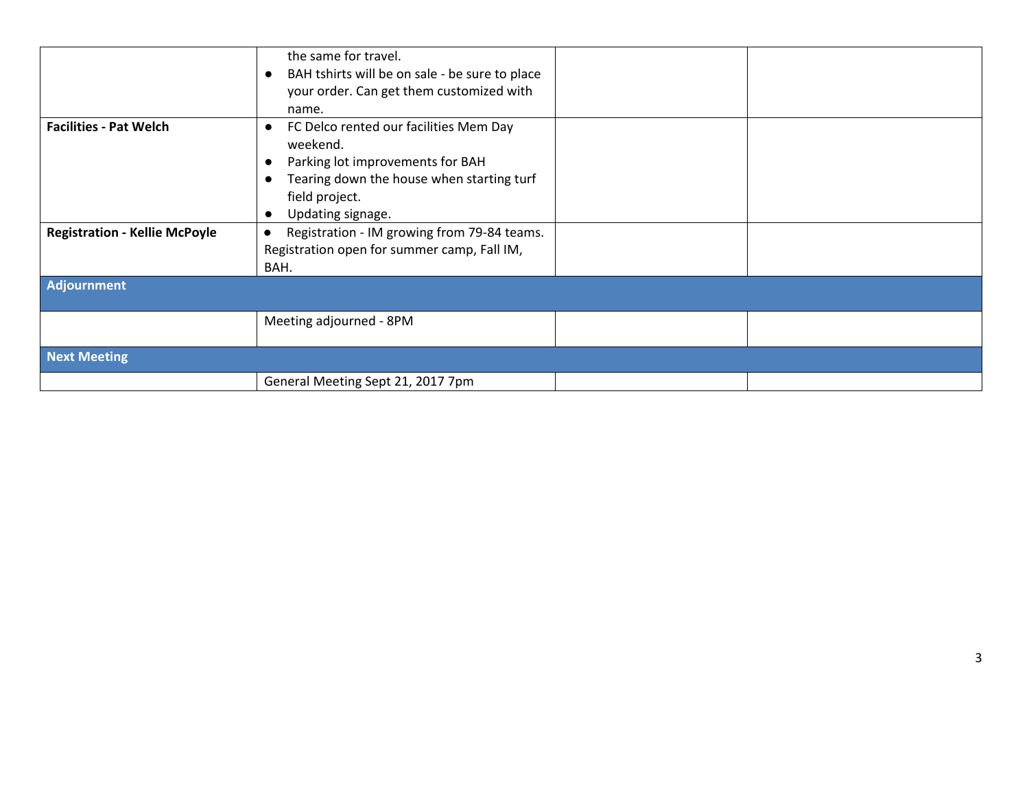| | | | |
|---|---|---|---|
| | the same for travel.<br>● BAH tshirts will be on sale - be sure to place your order. Can get them customized with name. | | |
| **Facilities - Pat Welch** | ● FC Delco rented our facilities Mem Day weekend.<br>● Parking lot improvements for BAH<br>● Tearing down the house when starting turf field project.<br>● Updating signage. | | |
| **Registration - Kellie McPoyle** | ● Registration - IM growing from 79-84 teams. Registration open for summer camp, Fall IM, BAH. | | |
| **Adjournment** | | | |
| | Meeting adjourned - 8PM | | |
| **Next Meeting** | | | |
| | General Meeting Sept 21, 2017 7pm | | |